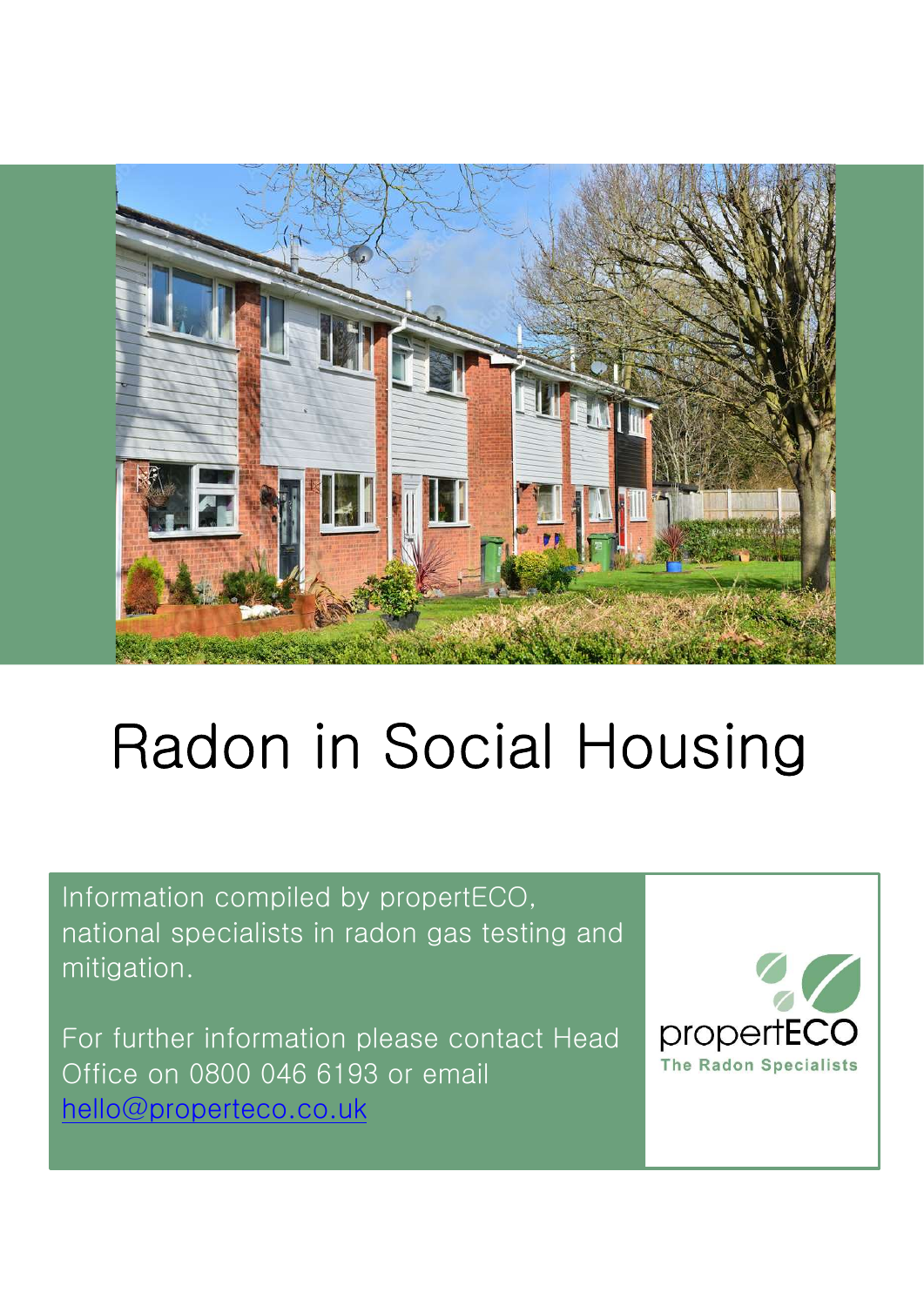# Radon in Social Housing

Information compiled by propertECO, national specialists in radon gas testing and mitigation.

For further information please contact Head Office on 0800 046 6193 or email hello@properteco.co.uk

propertECO
The Radon Specialists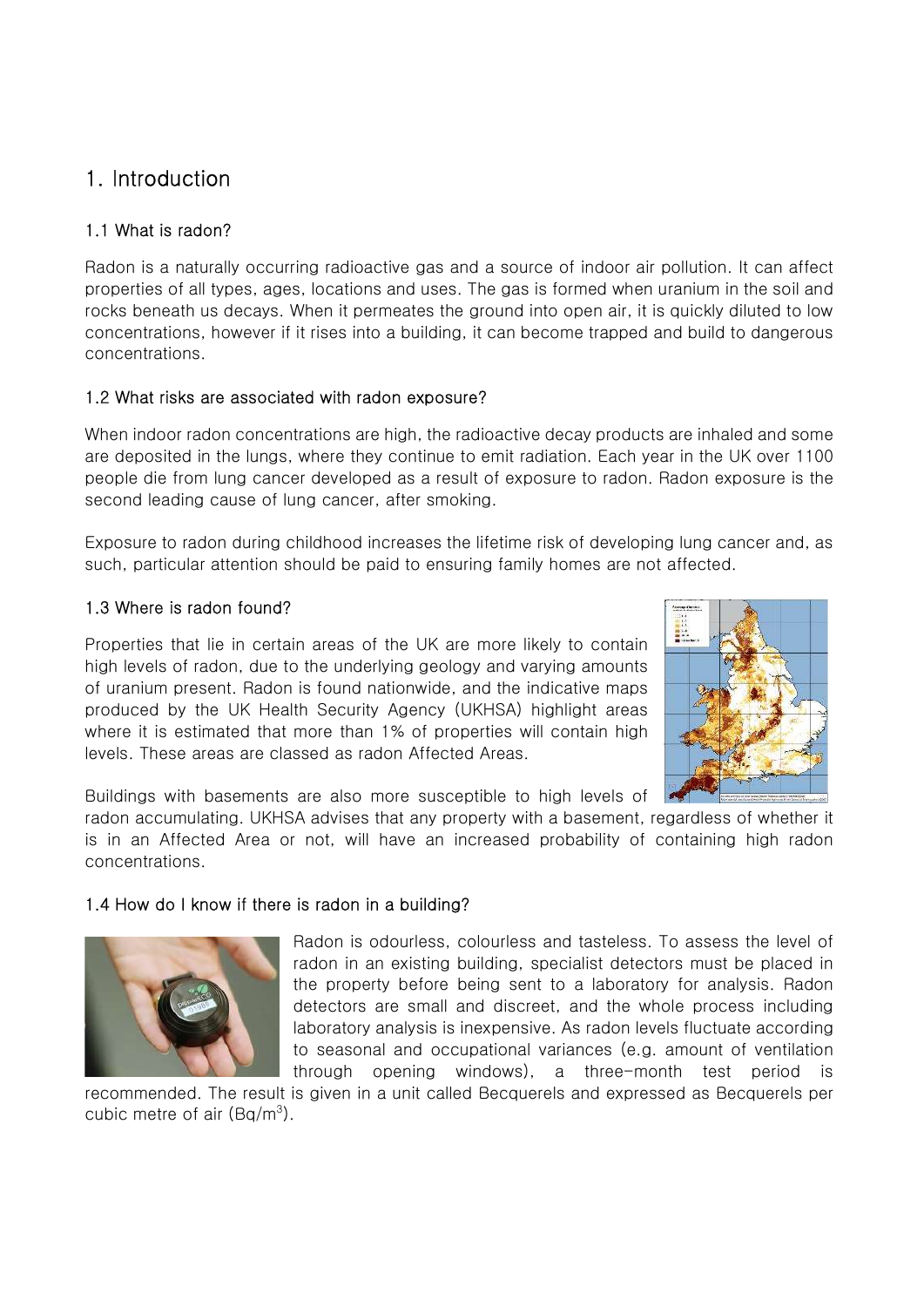# 1. Introduction

### 1.1 What is radon?

Radon is a naturally occurring radioactive gas and a source of indoor air pollution. It can affect properties of all types, ages, locations and uses. The gas is formed when uranium in the soil and rocks beneath us decays. When it permeates the ground into open air, it is quickly diluted to low concentrations, however if it rises into a building, it can become trapped and build to dangerous concentrations.

### 1.2 What risks are associated with radon exposure?

When indoor radon concentrations are high, the radioactive decay products are inhaled and some are deposited in the lungs, where they continue to emit radiation. Each year in the UK over 1100 people die from lung cancer developed as a result of exposure to radon. Radon exposure is the second leading cause of lung cancer, after smoking.

Exposure to radon during childhood increases the lifetime risk of developing lung cancer and, as such, particular attention should be paid to ensuring family homes are not affected.

### 1.3 Where is radon found?

Properties that lie in certain areas of the UK are more likely to contain high levels of radon, due to the underlying geology and varying amounts of uranium present. Radon is found nationwide, and the indicative maps produced by the UK Health Security Agency (UKHSA) highlight areas where it is estimated that more than 1% of properties will contain high levels. These areas are classed as radon Affected Areas.

Buildings with basements are also more susceptible to high levels of radon accumulating. UKHSA advises that any property with a basement, regardless of whether it is in an Affected Area or not, will have an increased probability of containing high radon concentrations.

### 1.4 How do I know if there is radon in a building?

Radon is odourless, colourless and tasteless. To assess the level of radon in an existing building, specialist detectors must be placed in the property before being sent to a laboratory for analysis. Radon detectors are small and discreet, and the whole process including laboratory analysis is inexpensive. As radon levels fluctuate according to seasonal and occupational variances (e.g. amount of ventilation through opening windows), a three-month test period is recommended. The result is given in a unit called Becquerels and expressed as Becquerels per cubic metre of air ($Bq/m^3$).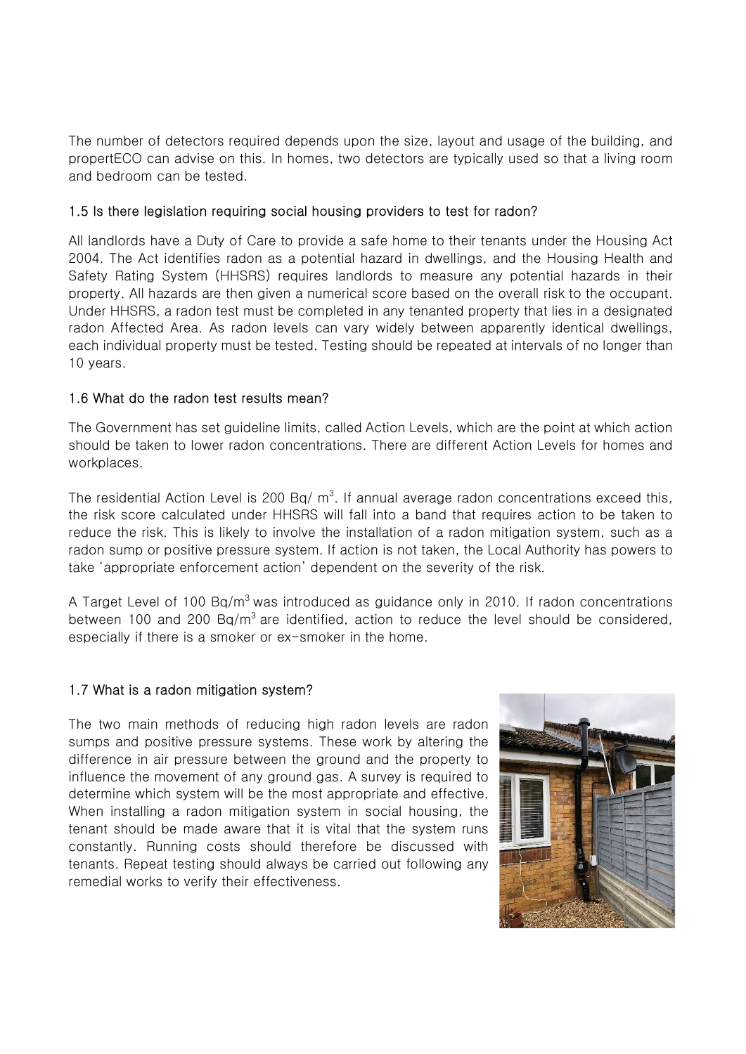The number of detectors required depends upon the size, layout and usage of the building, and propertECO can advise on this. In homes, two detectors are typically used so that a living room and bedroom can be tested.

### 1.5 Is there legislation requiring social housing providers to test for radon?

All landlords have a Duty of Care to provide a safe home to their tenants under the Housing Act 2004. The Act identifies radon as a potential hazard in dwellings, and the Housing Health and Safety Rating System (HHSRS) requires landlords to measure any potential hazards in their property. All hazards are then given a numerical score based on the overall risk to the occupant. Under HHSRS, a radon test must be completed in any tenanted property that lies in a designated radon Affected Area. As radon levels can vary widely between apparently identical dwellings, each individual property must be tested. Testing should be repeated at intervals of no longer than 10 years.

### 1.6 What do the radon test results mean?

The Government has set guideline limits, called Action Levels, which are the point at which action should be taken to lower radon concentrations. There are different Action Levels for homes and workplaces.

The residential Action Level is 200 $Bq/m^3$. If annual average radon concentrations exceed this, the risk score calculated under HHSRS will fall into a band that requires action to be taken to reduce the risk. This is likely to involve the installation of a radon mitigation system, such as a radon sump or positive pressure system. If action is not taken, the Local Authority has powers to take 'appropriate enforcement action' dependent on the severity of the risk.

A Target Level of 100 $Bq/m^3$ was introduced as guidance only in 2010. If radon concentrations between 100 and 200 $Bq/m^3$ are identified, action to reduce the level should be considered, especially if there is a smoker or ex-smoker in the home.

### 1.7 What is a radon mitigation system?

The two main methods of reducing high radon levels are radon sumps and positive pressure systems. These work by altering the difference in air pressure between the ground and the property to influence the movement of any ground gas. A survey is required to determine which system will be the most appropriate and effective. When installing a radon mitigation system in social housing, the tenant should be made aware that it is vital that the system runs constantly. Running costs should therefore be discussed with tenants. Repeat testing should always be carried out following any remedial works to verify their effectiveness.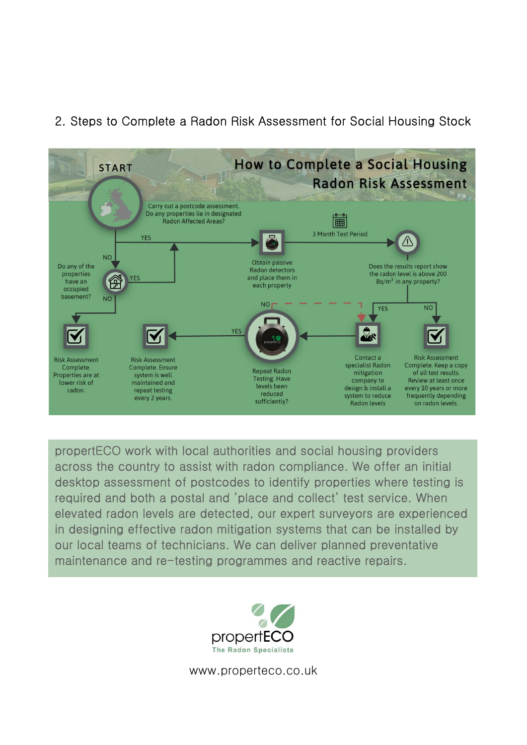## 2. Steps to Complete a Radon Risk Assessment for Social Housing Stock

START

How to Complete a Social Housing Radon Risk Assessment

Carry out a postcode assessment. Do any properties lie in designated Radon Affected Areas?

YES

NO

Do any of the properties have an occupied basement?

YES

NO

Obtain passive Radon detectors and place them in each property

3 Month Test Period

Does the results report show the radon level is above 200 Bq/m$^3$ in any property?

YES

NO

Risk Assessment Complete. Properties are at lower risk of radon.

Risk Assessment Complete. Ensure system is well maintained and repeat testing every 2 years.

YES

NO

Repeat Radon Testing. Have levels been reduced sufficiently?

Contact a specialist Radon mitigation company to design & install a system to reduce Radon levels

Risk Assessment Complete. Keep a copy of all test results. Review at least once every 10 years or more frequently depending on radon levels.

propertECO work with local authorities and social housing providers across the country to assist with radon compliance. We offer an initial desktop assessment of postcodes to identify properties where testing is required and both a postal and 'place and collect' test service. When elevated radon levels are detected, our expert surveyors are experienced in designing effective radon mitigation systems that can be installed by our local teams of technicians. We can deliver planned preventative maintenance and re-testing programmes and reactive repairs.

propertECO
The Radon Specialists

www.properteco.co.uk